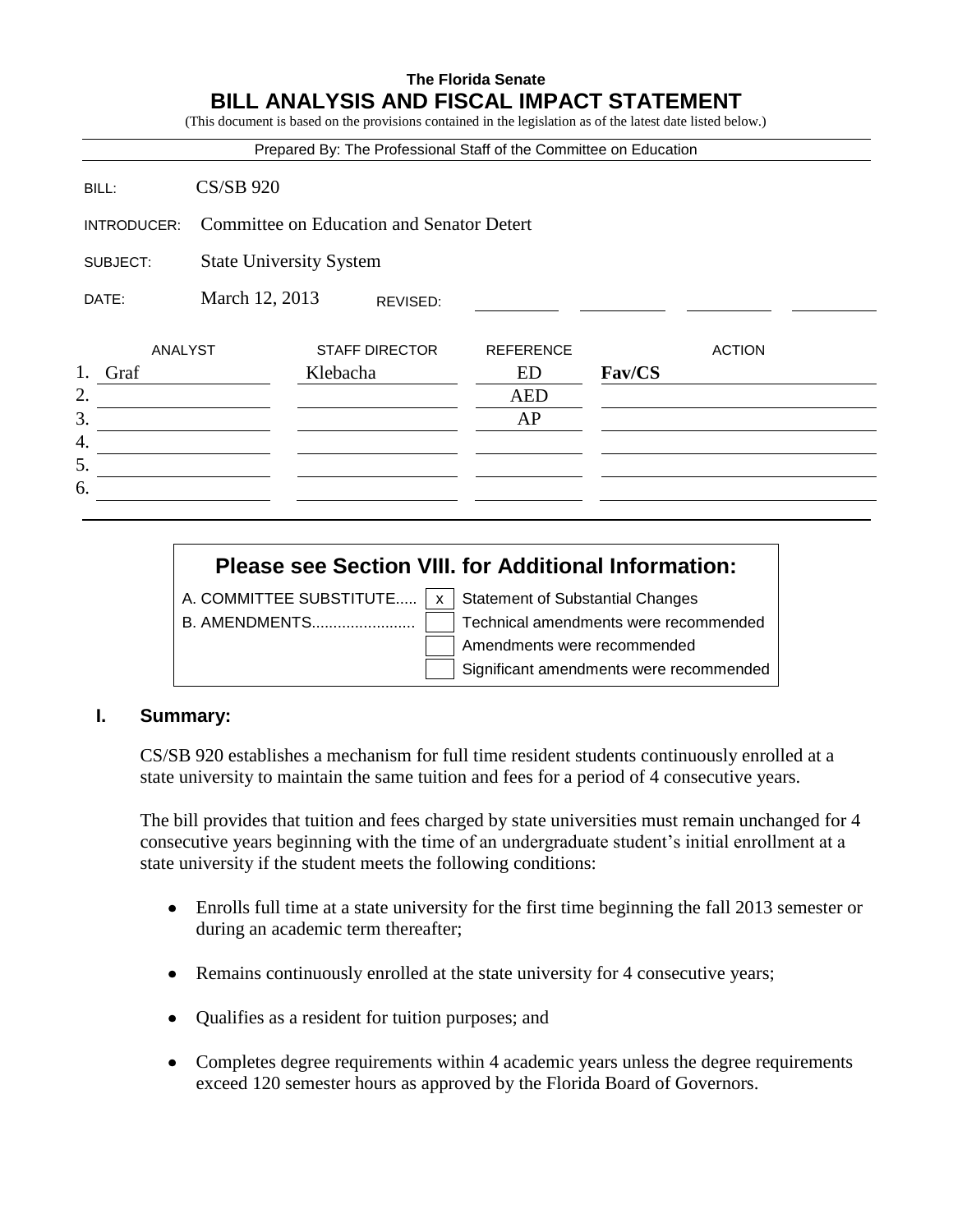**The Florida Senate**

# BILL ANALYSIS AND FISCAL IMPACT STATEMENT

(This document is based on the provisions contained in the legislation as of the latest date listed below.)

Prepared By: The Professional Staff of the Committee on Education

| | |
|---|---|
| BILL: | CS/SB 920 |
| INTRODUCER: | Committee on Education and Senator Detert |
| SUBJECT: | State University System |
| DATE: | March 12, 2013 REVISED: |

| | ANALYST | STAFF DIRECTOR | REFERENCE | ACTION |
|---|---|---|---|---|
| 1. | Graf | Klebacha | ED | **Fav/CS** |
| 2. | | | AED | |
| 3. | | | AP | |
| 4. | | | | |
| 5. | | | | |
| 6. | | | | |

**Please see Section VIII. for Additional Information:**

| | | |
|---|---|---|
| A. COMMITTEE SUBSTITUTE..... | x | Statement of Substantial Changes |
| B. AMENDMENTS........................ | | Technical amendments were recommended |
| | | Amendments were recommended |
| | | Significant amendments were recommended |

## I. Summary:

CS/SB 920 establishes a mechanism for full time resident students continuously enrolled at a state university to maintain the same tuition and fees for a period of 4 consecutive years.

The bill provides that tuition and fees charged by state universities must remain unchanged for 4 consecutive years beginning with the time of an undergraduate student's initial enrollment at a state university if the student meets the following conditions:

- Enrolls full time at a state university for the first time beginning the fall 2013 semester or during an academic term thereafter;
- Remains continuously enrolled at the state university for 4 consecutive years;
- Qualifies as a resident for tuition purposes; and
- Completes degree requirements within 4 academic years unless the degree requirements exceed 120 semester hours as approved by the Florida Board of Governors.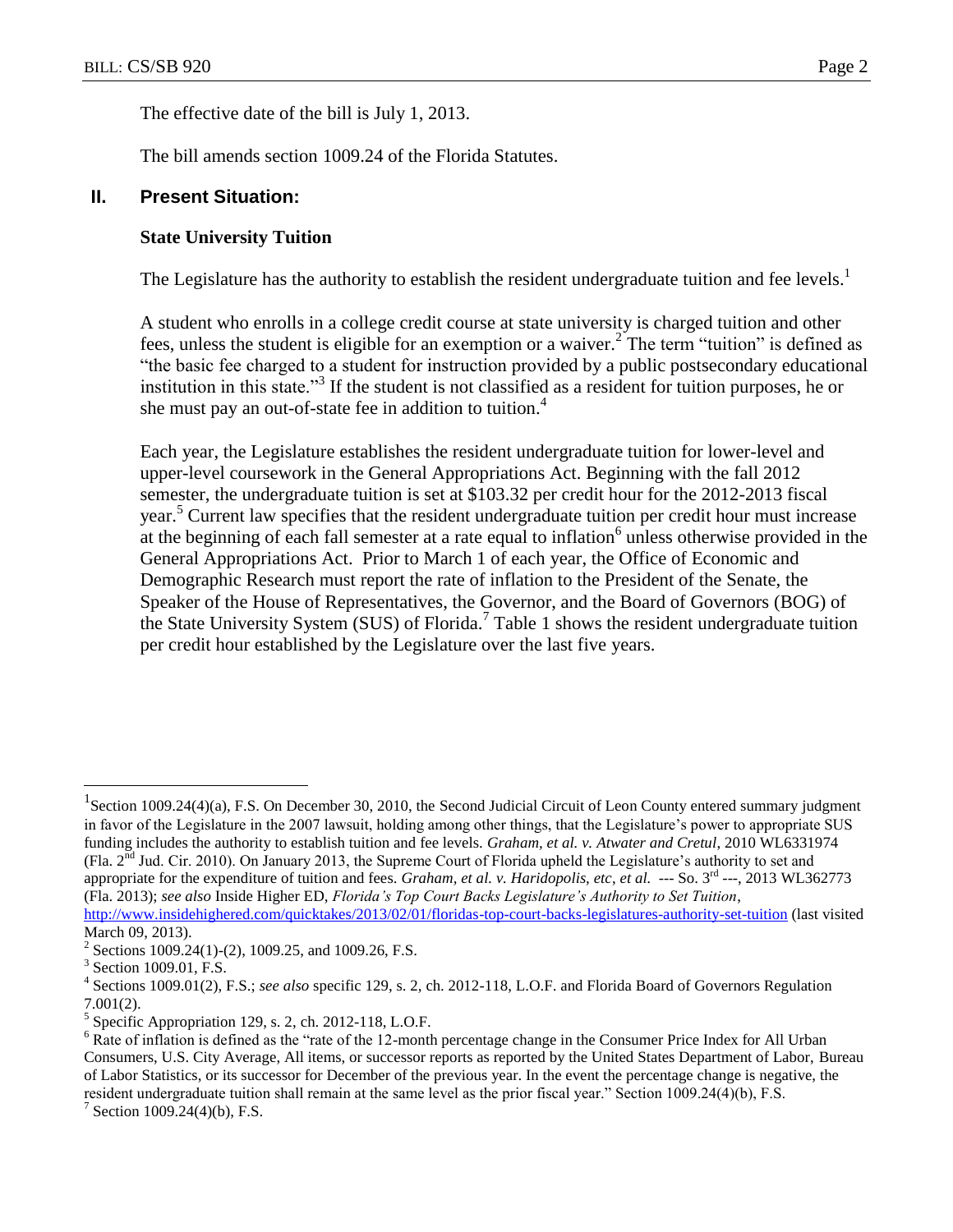The effective date of the bill is July 1, 2013.

The bill amends section 1009.24 of the Florida Statutes.

## II. Present Situation:

### State University Tuition

The Legislature has the authority to establish the resident undergraduate tuition and fee levels.[1]

A student who enrolls in a college credit course at state university is charged tuition and other fees, unless the student is eligible for an exemption or a waiver.[2] The term "tuition" is defined as "the basic fee charged to a student for instruction provided by a public postsecondary educational institution in this state."[3] If the student is not classified as a resident for tuition purposes, he or she must pay an out-of-state fee in addition to tuition.[4]

Each year, the Legislature establishes the resident undergraduate tuition for lower-level and upper-level coursework in the General Appropriations Act. Beginning with the fall 2012 semester, the undergraduate tuition is set at $103.32 per credit hour for the 2012-2013 fiscal year.[5] Current law specifies that the resident undergraduate tuition per credit hour must increase at the beginning of each fall semester at a rate equal to inflation[6] unless otherwise provided in the General Appropriations Act. Prior to March 1 of each year, the Office of Economic and Demographic Research must report the rate of inflation to the President of the Senate, the Speaker of the House of Representatives, the Governor, and the Board of Governors (BOG) of the State University System (SUS) of Florida.[7] Table 1 shows the resident undergraduate tuition per credit hour established by the Legislature over the last five years.

---

[1] Section 1009.24(4)(a), F.S. On December 30, 2010, the Second Judicial Circuit of Leon County entered summary judgment in favor of the Legislature in the 2007 lawsuit, holding among other things, that the Legislature's power to appropriate SUS funding includes the authority to establish tuition and fee levels. *Graham, et al. v. Atwater and Cretul*, 2010 WL6331974 (Fla. 2nd Jud. Cir. 2010). On January 2013, the Supreme Court of Florida upheld the Legislature's authority to set and appropriate for the expenditure of tuition and fees. *Graham, et al. v. Haridopolis, etc, et al.* --- So. 3rd ---, 2013 WL362773 (Fla. 2013); *see also* Inside Higher ED, *Florida's Top Court Backs Legislature's Authority to Set Tuition*, http://www.insidehighered.com/quicktakes/2013/02/01/floridas-top-court-backs-legislatures-authority-set-tuition (last visited March 09, 2013).

[2] Sections 1009.24(1)-(2), 1009.25, and 1009.26, F.S.

[3] Section 1009.01, F.S.

[4] Sections 1009.01(2), F.S.; *see also* specific 129, s. 2, ch. 2012-118, L.O.F. and Florida Board of Governors Regulation 7.001(2).

[5] Specific Appropriation 129, s. 2, ch. 2012-118, L.O.F.

[6] Rate of inflation is defined as the "rate of the 12-month percentage change in the Consumer Price Index for All Urban Consumers, U.S. City Average, All items, or successor reports as reported by the United States Department of Labor, Bureau of Labor Statistics, or its successor for December of the previous year. In the event the percentage change is negative, the resident undergraduate tuition shall remain at the same level as the prior fiscal year." Section 1009.24(4)(b), F.S.

[7] Section 1009.24(4)(b), F.S.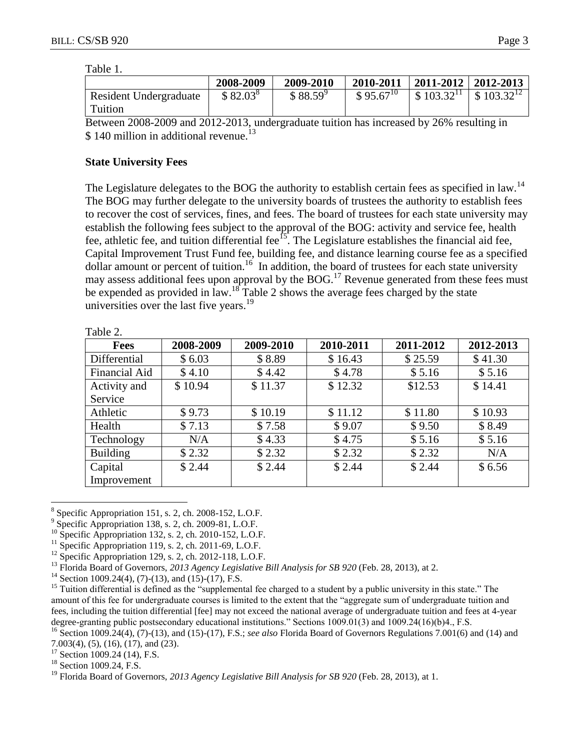Table 1.

| | 2008-2009 | 2009-2010 | 2010-2011 | 2011-2012 | 2012-2013 |
|---|---|---|---|---|---|
| Resident Undergraduate Tuition | $ 82.03[8] | $ 88.59[9] | $ 95.67[10] | $ 103.32[11] | $ 103.32[12] |

Between 2008-2009 and 2012-2013, undergraduate tuition has increased by 26% resulting in $ 140 million in additional revenue.[13]

**State University Fees**

The Legislature delegates to the BOG the authority to establish certain fees as specified in law.[14] The BOG may further delegate to the university boards of trustees the authority to establish fees to recover the cost of services, fines, and fees. The board of trustees for each state university may establish the following fees subject to the approval of the BOG: activity and service fee, health fee, athletic fee, and tuition differential fee[15]. The Legislature establishes the financial aid fee, Capital Improvement Trust Fund fee, building fee, and distance learning course fee as a specified dollar amount or percent of tuition.[16] In addition, the board of trustees for each state university may assess additional fees upon approval by the BOG.[17] Revenue generated from these fees must be expended as provided in law.[18] Table 2 shows the average fees charged by the state universities over the last five years.[19]

Table 2.

| Fees | 2008-2009 | 2009-2010 | 2010-2011 | 2011-2012 | 2012-2013 |
|---|---|---|---|---|---|
| Differential | $ 6.03 | $ 8.89 | $ 16.43 | $ 25.59 | $ 41.30 |
| Financial Aid | $ 4.10 | $ 4.42 | $ 4.78 | $ 5.16 | $ 5.16 |
| Activity and Service | $ 10.94 | $ 11.37 | $ 12.32 | $12.53 | $ 14.41 |
| Athletic | $ 9.73 | $ 10.19 | $ 11.12 | $ 11.80 | $ 10.93 |
| Health | $ 7.13 | $ 7.58 | $ 9.07 | $ 9.50 | $ 8.49 |
| Technology | N/A | $ 4.33 | $ 4.75 | $ 5.16 | $ 5.16 |
| Building | $ 2.32 | $ 2.32 | $ 2.32 | $ 2.32 | N/A |
| Capital Improvement | $ 2.44 | $ 2.44 | $ 2.44 | $ 2.44 | $ 6.56 |

[8] Specific Appropriation 151, s. 2, ch. 2008-152, L.O.F.
[9] Specific Appropriation 138, s. 2, ch. 2009-81, L.O.F.
[10] Specific Appropriation 132, s. 2, ch. 2010-152, L.O.F.
[11] Specific Appropriation 119, s. 2, ch. 2011-69, L.O.F.
[12] Specific Appropriation 129, s. 2, ch. 2012-118, L.O.F.
[13] Florida Board of Governors, *2013 Agency Legislative Bill Analysis for SB 920* (Feb. 28, 2013), at 2.
[14] Section 1009.24(4), (7)-(13), and (15)-(17), F.S.
[15] Tuition differential is defined as the "supplemental fee charged to a student by a public university in this state." The amount of this fee for undergraduate courses is limited to the extent that the "aggregate sum of undergraduate tuition and fees, including the tuition differential [fee] may not exceed the national average of undergraduate tuition and fees at 4-year degree-granting public postsecondary educational institutions." Sections 1009.01(3) and 1009.24(16)(b)4., F.S.
[16] Section 1009.24(4), (7)-(13), and (15)-(17), F.S.; *see also* Florida Board of Governors Regulations 7.001(6) and (14) and 7.003(4), (5), (16), (17), and (23).
[17] Section 1009.24 (14), F.S.
[18] Section 1009.24, F.S.
[19] Florida Board of Governors, *2013 Agency Legislative Bill Analysis for SB 920* (Feb. 28, 2013), at 1.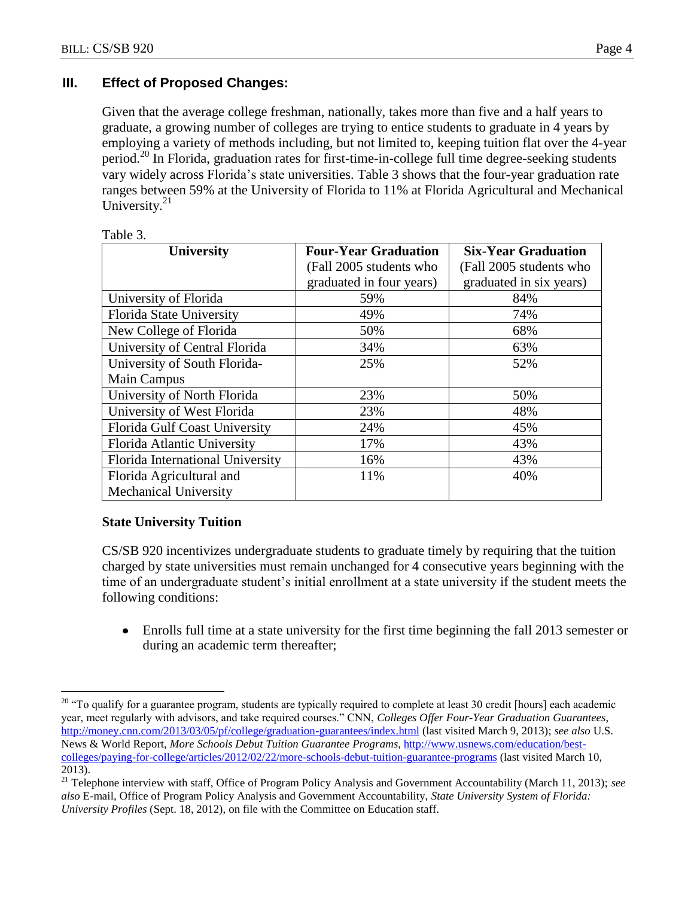## III. Effect of Proposed Changes:

Given that the average college freshman, nationally, takes more than five and a half years to graduate, a growing number of colleges are trying to entice students to graduate in 4 years by employing a variety of methods including, but not limited to, keeping tuition flat over the 4-year period.[20] In Florida, graduation rates for first-time-in-college full time degree-seeking students vary widely across Florida's state universities. Table 3 shows that the four-year graduation rate ranges between 59% at the University of Florida to 11% at Florida Agricultural and Mechanical University.[21]

Table 3.

| University | **Four-Year Graduation** (Fall 2005 students who graduated in four years) | **Six-Year Graduation** (Fall 2005 students who graduated in six years) |
|---|---|---|
| University of Florida | 59% | 84% |
| Florida State University | 49% | 74% |
| New College of Florida | 50% | 68% |
| University of Central Florida | 34% | 63% |
| University of South Florida-Main Campus | 25% | 52% |
| University of North Florida | 23% | 50% |
| University of West Florida | 23% | 48% |
| Florida Gulf Coast University | 24% | 45% |
| Florida Atlantic University | 17% | 43% |
| Florida International University | 16% | 43% |
| Florida Agricultural and Mechanical University | 11% | 40% |

### State University Tuition

CS/SB 920 incentivizes undergraduate students to graduate timely by requiring that the tuition charged by state universities must remain unchanged for 4 consecutive years beginning with the time of an undergraduate student's initial enrollment at a state university if the student meets the following conditions:

- Enrolls full time at a state university for the first time beginning the fall 2013 semester or during an academic term thereafter;

---

[20] "To qualify for a guarantee program, students are typically required to complete at least 30 credit [hours] each academic year, meet regularly with advisors, and take required courses." CNN, *Colleges Offer Four-Year Graduation Guarantees*, http://money.cnn.com/2013/03/05/pf/college/graduation-guarantees/index.html (last visited March 9, 2013); *see also* U.S. News & World Report, *More Schools Debut Tuition Guarantee Programs*, http://www.usnews.com/education/best-colleges/paying-for-college/articles/2012/02/22/more-schools-debut-tuition-guarantee-programs (last visited March 10, 2013).

[21] Telephone interview with staff, Office of Program Policy Analysis and Government Accountability (March 11, 2013); *see also* E-mail, Office of Program Policy Analysis and Government Accountability, *State University System of Florida: University Profiles* (Sept. 18, 2012), on file with the Committee on Education staff.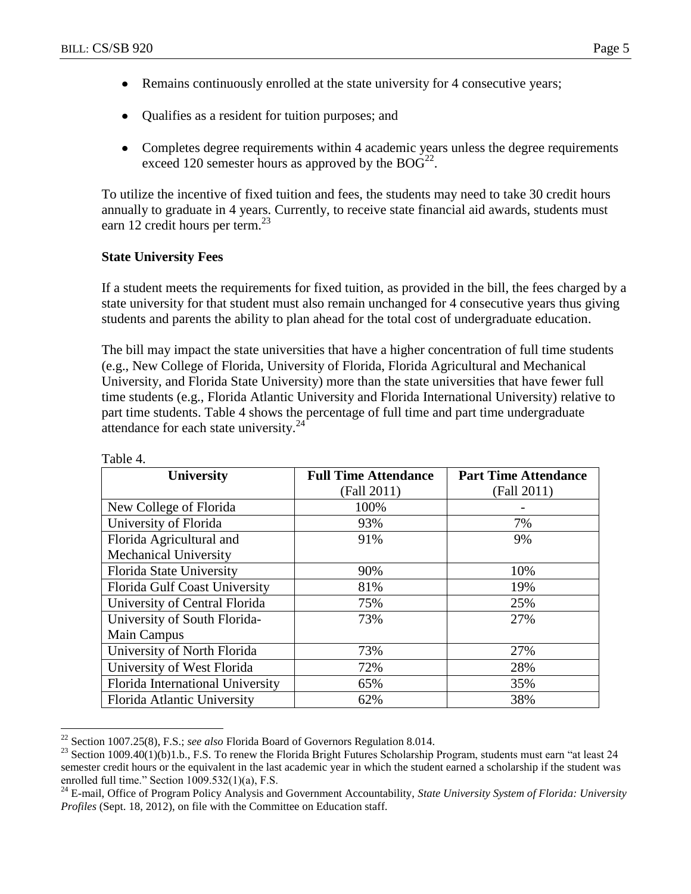- Remains continuously enrolled at the state university for 4 consecutive years;
- Qualifies as a resident for tuition purposes; and
- Completes degree requirements within 4 academic years unless the degree requirements exceed 120 semester hours as approved by the BOG[22].

To utilize the incentive of fixed tuition and fees, the students may need to take 30 credit hours annually to graduate in 4 years. Currently, to receive state financial aid awards, students must earn 12 credit hours per term.[23]

**State University Fees**

If a student meets the requirements for fixed tuition, as provided in the bill, the fees charged by a state university for that student must also remain unchanged for 4 consecutive years thus giving students and parents the ability to plan ahead for the total cost of undergraduate education.

The bill may impact the state universities that have a higher concentration of full time students (e.g., New College of Florida, University of Florida, Florida Agricultural and Mechanical University, and Florida State University) more than the state universities that have fewer full time students (e.g., Florida Atlantic University and Florida International University) relative to part time students. Table 4 shows the percentage of full time and part time undergraduate attendance for each state university.[24]

Table 4.

| University | Full Time Attendance (Fall 2011) | Part Time Attendance (Fall 2011) |
|---|---|---|
| New College of Florida | 100% | - |
| University of Florida | 93% | 7% |
| Florida Agricultural and Mechanical University | 91% | 9% |
| Florida State University | 90% | 10% |
| Florida Gulf Coast University | 81% | 19% |
| University of Central Florida | 75% | 25% |
| University of South Florida-Main Campus | 73% | 27% |
| University of North Florida | 73% | 27% |
| University of West Florida | 72% | 28% |
| Florida International University | 65% | 35% |
| Florida Atlantic University | 62% | 38% |

[22] Section 1007.25(8), F.S.; *see also* Florida Board of Governors Regulation 8.014.

[23] Section 1009.40(1)(b)1.b., F.S. To renew the Florida Bright Futures Scholarship Program, students must earn "at least 24 semester credit hours or the equivalent in the last academic year in which the student earned a scholarship if the student was enrolled full time." Section 1009.532(1)(a), F.S.

[24] E-mail, Office of Program Policy Analysis and Government Accountability, *State University System of Florida: University Profiles* (Sept. 18, 2012), on file with the Committee on Education staff.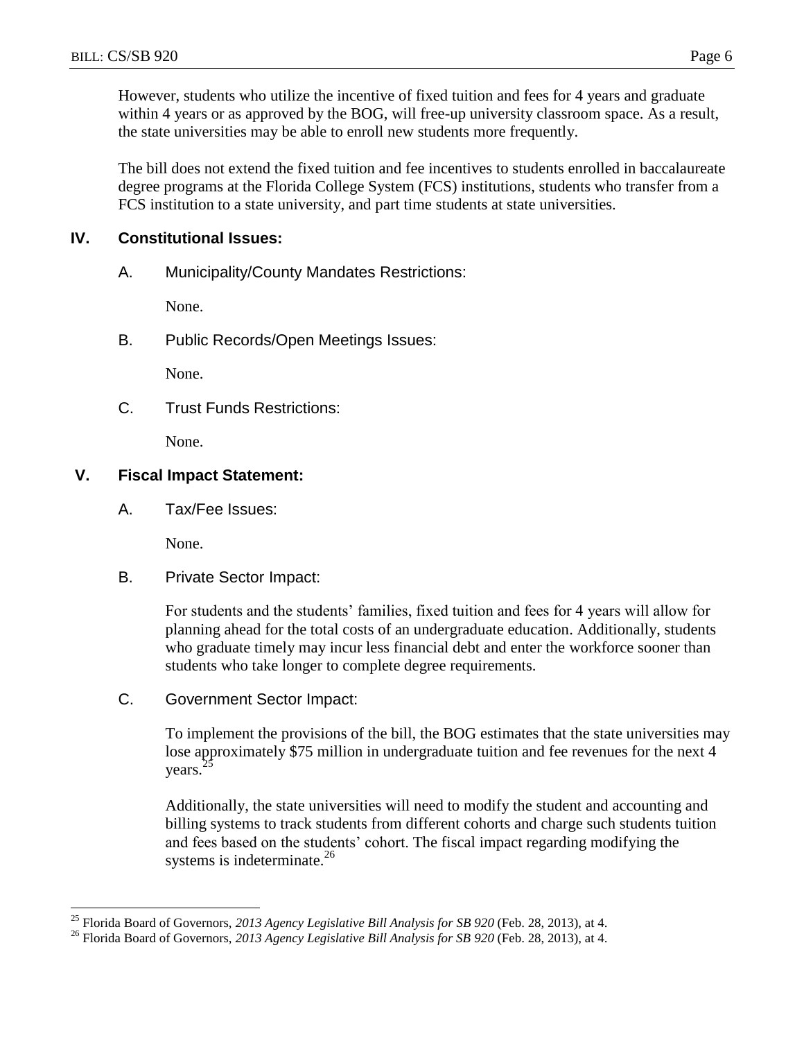However, students who utilize the incentive of fixed tuition and fees for 4 years and graduate within 4 years or as approved by the BOG, will free-up university classroom space. As a result, the state universities may be able to enroll new students more frequently.

The bill does not extend the fixed tuition and fee incentives to students enrolled in baccalaureate degree programs at the Florida College System (FCS) institutions, students who transfer from a FCS institution to a state university, and part time students at state universities.

## IV. Constitutional Issues:

### A. Municipality/County Mandates Restrictions:

None.

### B. Public Records/Open Meetings Issues:

None.

### C. Trust Funds Restrictions:

None.

## V. Fiscal Impact Statement:

### A. Tax/Fee Issues:

None.

### B. Private Sector Impact:

For students and the students' families, fixed tuition and fees for 4 years will allow for planning ahead for the total costs of an undergraduate education. Additionally, students who graduate timely may incur less financial debt and enter the workforce sooner than students who take longer to complete degree requirements.

### C. Government Sector Impact:

To implement the provisions of the bill, the BOG estimates that the state universities may lose approximately $75 million in undergraduate tuition and fee revenues for the next 4 years.[25]

Additionally, the state universities will need to modify the student and accounting and billing systems to track students from different cohorts and charge such students tuition and fees based on the students' cohort. The fiscal impact regarding modifying the systems is indeterminate.[26]

---

[25] Florida Board of Governors, *2013 Agency Legislative Bill Analysis for SB 920* (Feb. 28, 2013), at 4.

[26] Florida Board of Governors, *2013 Agency Legislative Bill Analysis for SB 920* (Feb. 28, 2013), at 4.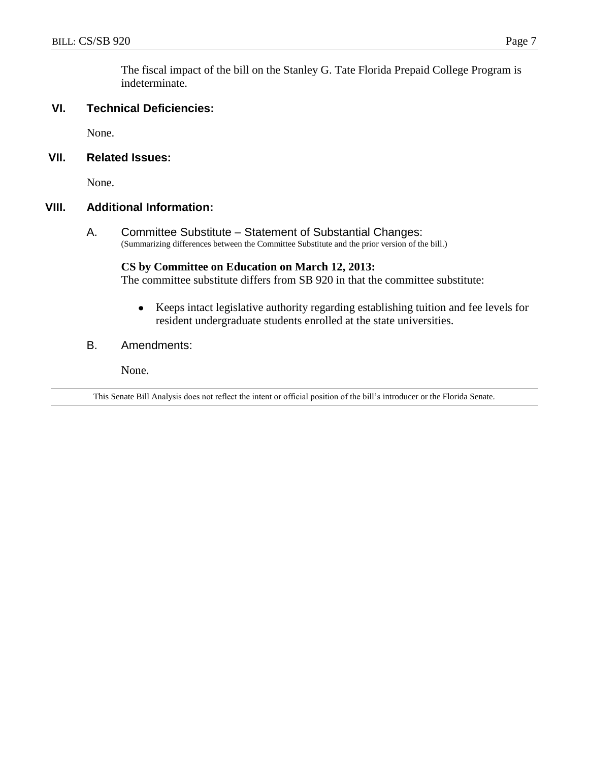The fiscal impact of the bill on the Stanley G. Tate Florida Prepaid College Program is indeterminate.

## VI. Technical Deficiencies:

None.

## VII. Related Issues:

None.

## VIII. Additional Information:

### A. Committee Substitute – Statement of Substantial Changes:

(Summarizing differences between the Committee Substitute and the prior version of the bill.)

**CS by Committee on Education on March 12, 2013:**
The committee substitute differs from SB 920 in that the committee substitute:

- Keeps intact legislative authority regarding establishing tuition and fee levels for resident undergraduate students enrolled at the state universities.

### B. Amendments:

None.

This Senate Bill Analysis does not reflect the intent or official position of the bill's introducer or the Florida Senate.